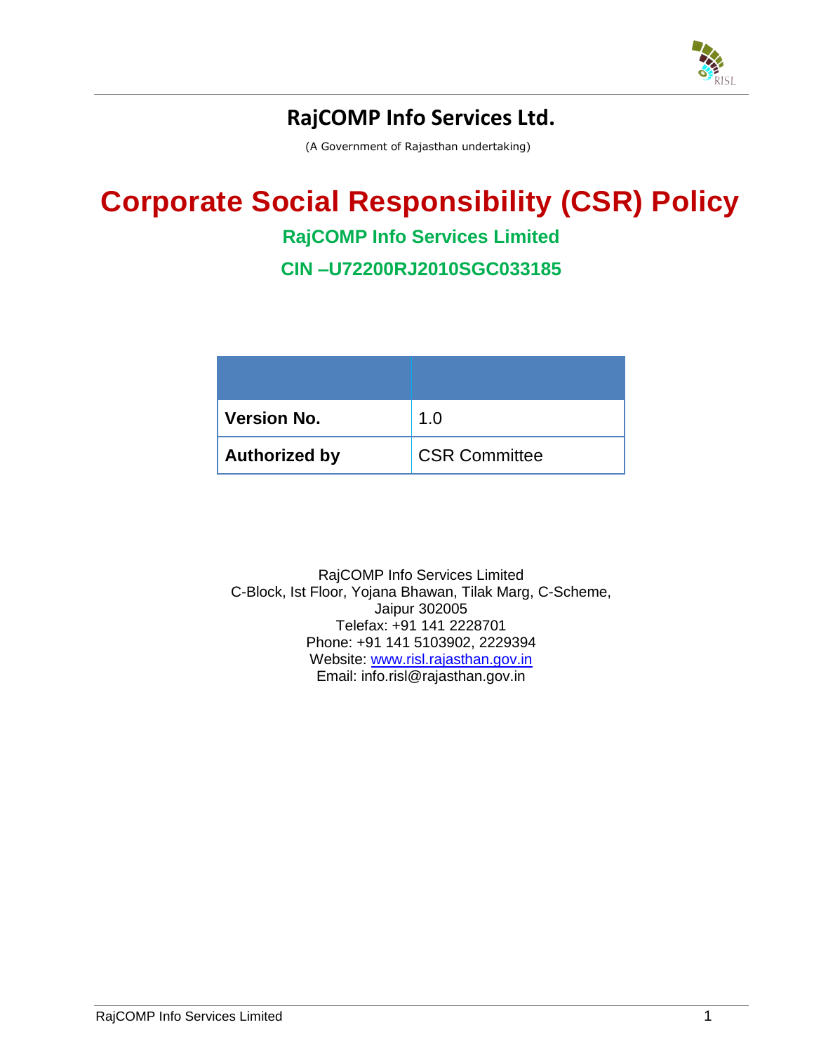# RajCOMP Info Services Ltd.

(A Government of Rajasthan undertaking)

# Corporate Social Responsibility (CSR) Policy

## RajCOMP Info Services Limited

## CIN –U72200RJ2010SGC033185

| | |
|---|---|
| **Version No.** | 1.0 |
| **Authorized by** | CSR Committee |

RajCOMP Info Services Limited
C-Block, Ist Floor, Yojana Bhawan, Tilak Marg, C-Scheme,
Jaipur 302005
Telefax: +91 141 2228701
Phone: +91 141 5103902, 2229394
Website: www.risl.rajasthan.gov.in
Email: info.risl@rajasthan.gov.in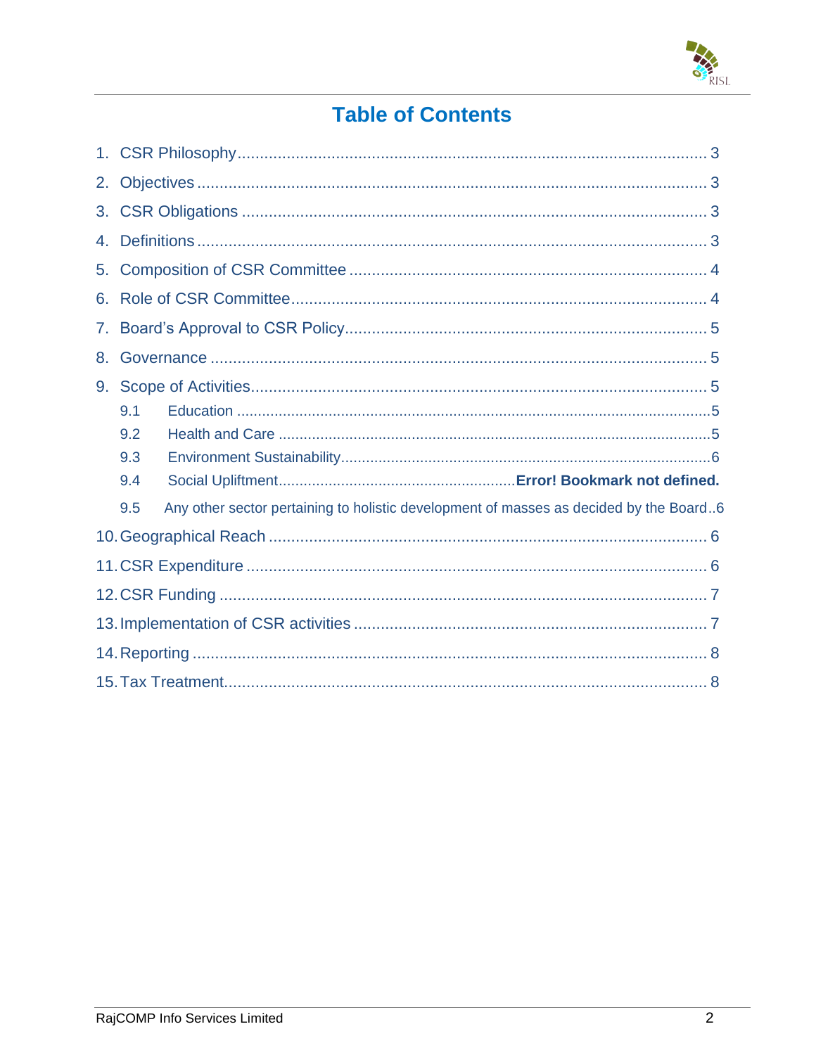# Table of Contents

1. CSR Philosophy ........................................................................................................ 3
2. Objectives ................................................................................................................ 3
3. CSR Obligations ...................................................................................................... 3
4. Definitions ................................................................................................................ 3
5. Composition of CSR Committee ............................................................................... 4
6. Role of CSR Committee ............................................................................................ 4
7. Board's Approval to CSR Policy ................................................................................ 5
8. Governance .............................................................................................................. 5
9. Scope of Activities .................................................................................................... 5
   - 9.1 Education ......................................................................................................... 5
   - 9.2 Health and Care ............................................................................................... 5
   - 9.3 Environment Sustainability .............................................................................. 6
   - 9.4 Social Upliftment ........................................................ **Error! Bookmark not defined.**
   - 9.5 Any other sector pertaining to holistic development of masses as decided by the Board .. 6
10. Geographical Reach ............................................................................................... 6
11. CSR Expenditure .................................................................................................... 6
12. CSR Funding .......................................................................................................... 7
13. Implementation of CSR activities ............................................................................ 7
14. Reporting ................................................................................................................ 8
15. Tax Treatment ......................................................................................................... 8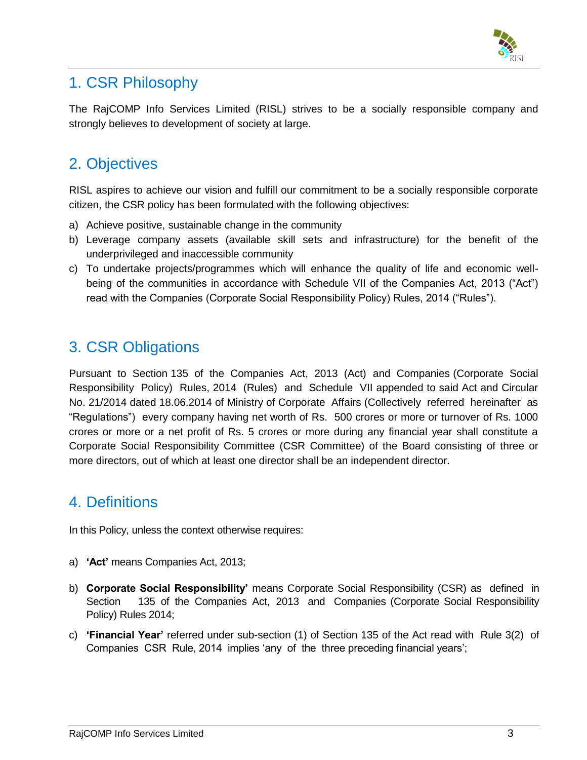## 1. CSR Philosophy

The RajCOMP Info Services Limited (RISL) strives to be a socially responsible company and strongly believes to development of society at large.

## 2. Objectives

RISL aspires to achieve our vision and fulfill our commitment to be a socially responsible corporate citizen, the CSR policy has been formulated with the following objectives:

a) Achieve positive, sustainable change in the community
b) Leverage company assets (available skill sets and infrastructure) for the benefit of the underprivileged and inaccessible community
c) To undertake projects/programmes which will enhance the quality of life and economic well-being of the communities in accordance with Schedule VII of the Companies Act, 2013 ("Act") read with the Companies (Corporate Social Responsibility Policy) Rules, 2014 ("Rules").

## 3. CSR Obligations

Pursuant to Section 135 of the Companies Act, 2013 (Act) and Companies (Corporate Social Responsibility Policy) Rules, 2014 (Rules) and Schedule VII appended to said Act and Circular No. 21/2014 dated 18.06.2014 of Ministry of Corporate Affairs (Collectively referred hereinafter as "Regulations") every company having net worth of Rs. 500 crores or more or turnover of Rs. 1000 crores or more or a net profit of Rs. 5 crores or more during any financial year shall constitute a Corporate Social Responsibility Committee (CSR Committee) of the Board consisting of three or more directors, out of which at least one director shall be an independent director.

## 4. Definitions

In this Policy, unless the context otherwise requires:

a) **'Act'** means Companies Act, 2013;

b) **Corporate Social Responsibility'** means Corporate Social Responsibility (CSR) as defined in Section 135 of the Companies Act, 2013 and Companies (Corporate Social Responsibility Policy) Rules 2014;

c) **'Financial Year'** referred under sub-section (1) of Section 135 of the Act read with Rule 3(2) of Companies CSR Rule, 2014 implies 'any of the three preceding financial years';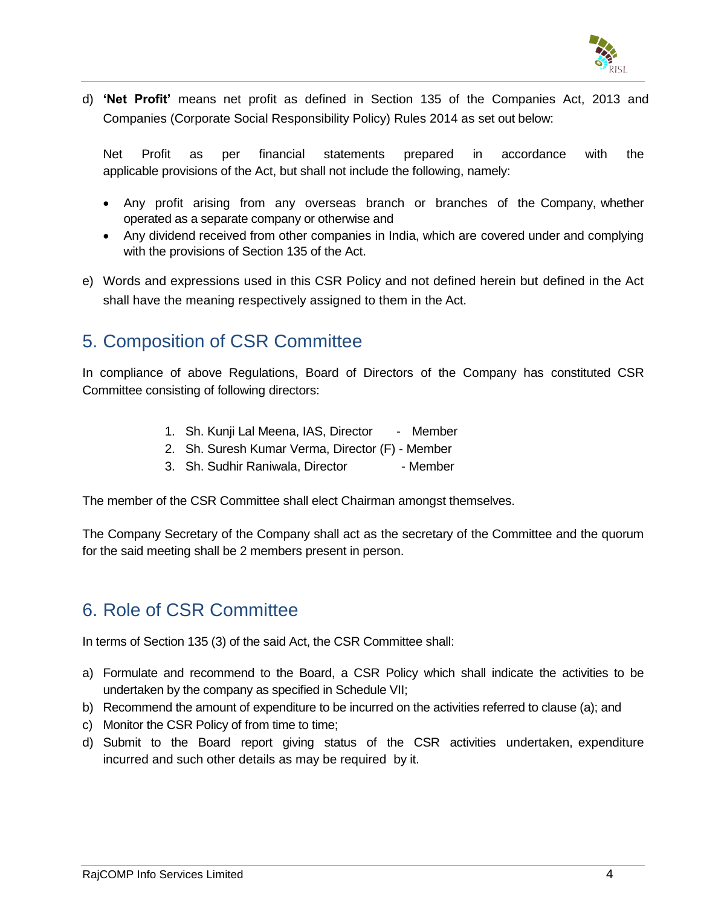d) **'Net Profit'** means net profit as defined in Section 135 of the Companies Act, 2013 and Companies (Corporate Social Responsibility Policy) Rules 2014 as set out below:

   Net Profit as per financial statements prepared in accordance with the applicable provisions of the Act, but shall not include the following, namely:

   - Any profit arising from any overseas branch or branches of the Company, whether operated as a separate company or otherwise and
   - Any dividend received from other companies in India, which are covered under and complying with the provisions of Section 135 of the Act.

e) Words and expressions used in this CSR Policy and not defined herein but defined in the Act shall have the meaning respectively assigned to them in the Act.

## 5. Composition of CSR Committee

In compliance of above Regulations, Board of Directors of the Company has constituted CSR Committee consisting of following directors:

1. Sh. Kunji Lal Meena, IAS, Director - Member
2. Sh. Suresh Kumar Verma, Director (F) - Member
3. Sh. Sudhir Raniwala, Director - Member

The member of the CSR Committee shall elect Chairman amongst themselves.

The Company Secretary of the Company shall act as the secretary of the Committee and the quorum for the said meeting shall be 2 members present in person.

## 6. Role of CSR Committee

In terms of Section 135 (3) of the said Act, the CSR Committee shall:

a) Formulate and recommend to the Board, a CSR Policy which shall indicate the activities to be undertaken by the company as specified in Schedule VII;
b) Recommend the amount of expenditure to be incurred on the activities referred to clause (a); and
c) Monitor the CSR Policy of from time to time;
d) Submit to the Board report giving status of the CSR activities undertaken, expenditure incurred and such other details as may be required by it.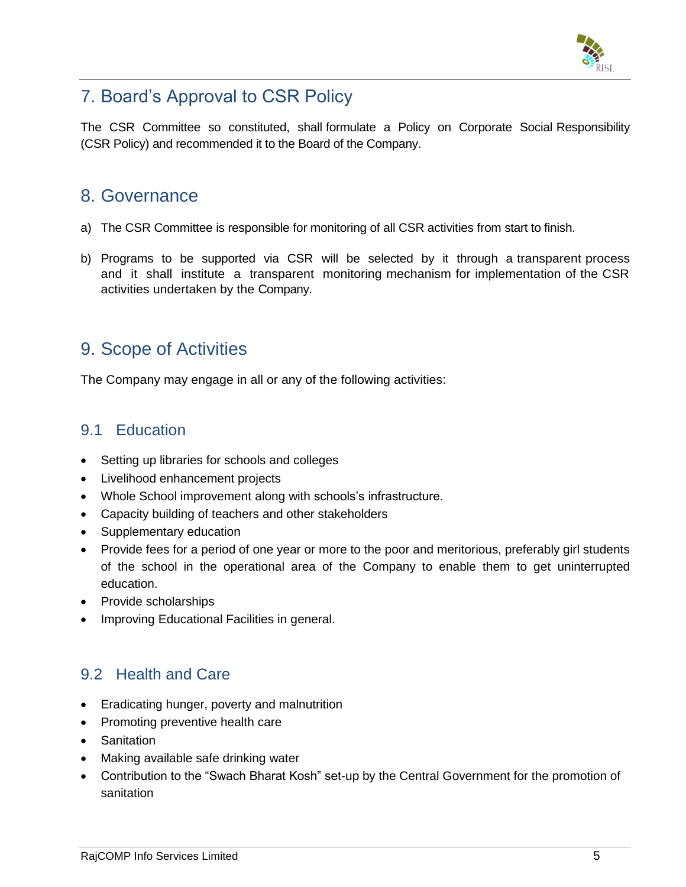## 7. Board's Approval to CSR Policy

The CSR Committee so constituted, shall formulate a Policy on Corporate Social Responsibility (CSR Policy) and recommended it to the Board of the Company.

## 8. Governance

a) The CSR Committee is responsible for monitoring of all CSR activities from start to finish.

b) Programs to be supported via CSR will be selected by it through a transparent process and it shall institute a transparent monitoring mechanism for implementation of the CSR activities undertaken by the Company.

## 9. Scope of Activities

The Company may engage in all or any of the following activities:

### 9.1 Education

- Setting up libraries for schools and colleges
- Livelihood enhancement projects
- Whole School improvement along with schools's infrastructure.
- Capacity building of teachers and other stakeholders
- Supplementary education
- Provide fees for a period of one year or more to the poor and meritorious, preferably girl students of the school in the operational area of the Company to enable them to get uninterrupted education.
- Provide scholarships
- Improving Educational Facilities in general.

### 9.2 Health and Care

- Eradicating hunger, poverty and malnutrition
- Promoting preventive health care
- Sanitation
- Making available safe drinking water
- Contribution to the "Swach Bharat Kosh" set-up by the Central Government for the promotion of sanitation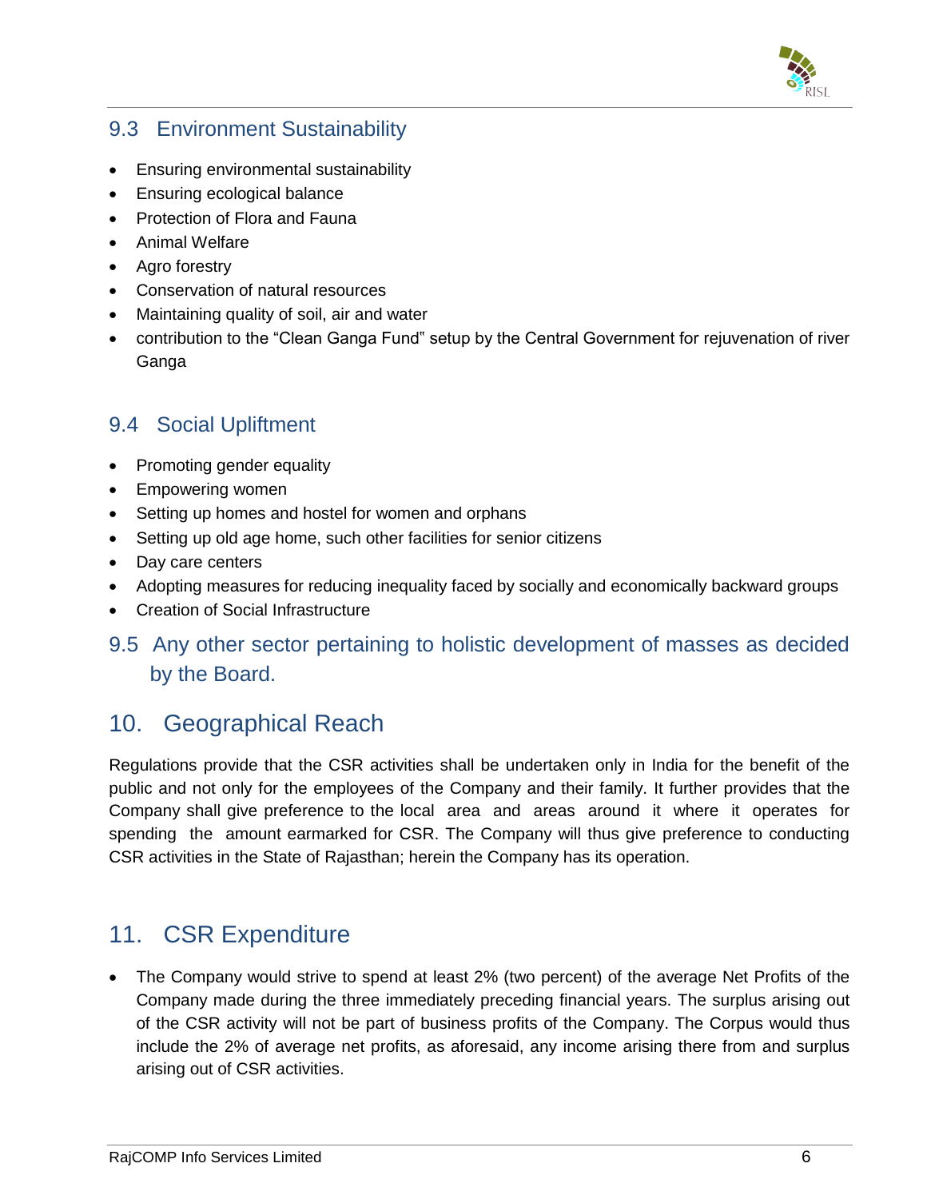### 9.3 Environment Sustainability

- Ensuring environmental sustainability
- Ensuring ecological balance
- Protection of Flora and Fauna
- Animal Welfare
- Agro forestry
- Conservation of natural resources
- Maintaining quality of soil, air and water
- contribution to the "Clean Ganga Fund" setup by the Central Government for rejuvenation of river Ganga

### 9.4 Social Upliftment

- Promoting gender equality
- Empowering women
- Setting up homes and hostel for women and orphans
- Setting up old age home, such other facilities for senior citizens
- Day care centers
- Adopting measures for reducing inequality faced by socially and economically backward groups
- Creation of Social Infrastructure

### 9.5 Any other sector pertaining to holistic development of masses as decided by the Board.

## 10. Geographical Reach

Regulations provide that the CSR activities shall be undertaken only in India for the benefit of the public and not only for the employees of the Company and their family. It further provides that the Company shall give preference to the local area and areas around it where it operates for spending the amount earmarked for CSR. The Company will thus give preference to conducting CSR activities in the State of Rajasthan; herein the Company has its operation.

## 11. CSR Expenditure

- The Company would strive to spend at least 2% (two percent) of the average Net Profits of the Company made during the three immediately preceding financial years. The surplus arising out of the CSR activity will not be part of business profits of the Company. The Corpus would thus include the 2% of average net profits, as aforesaid, any income arising there from and surplus arising out of CSR activities.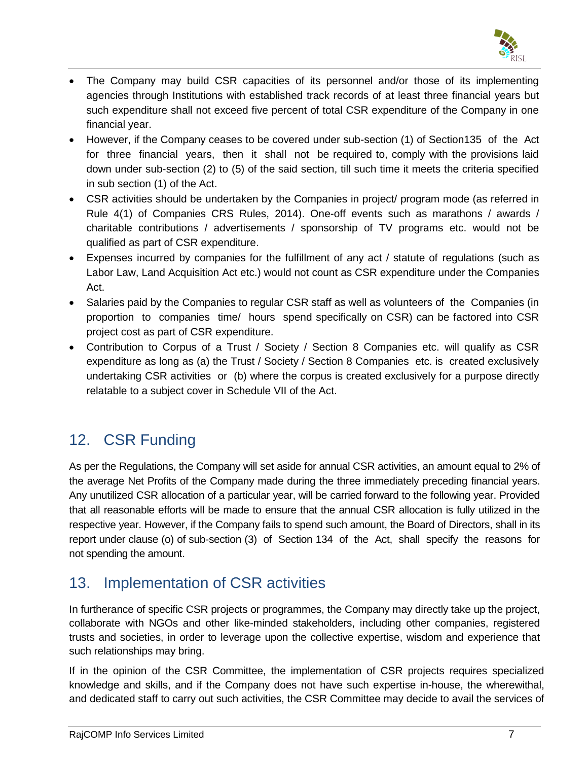- The Company may build CSR capacities of its personnel and/or those of its implementing agencies through Institutions with established track records of at least three financial years but such expenditure shall not exceed five percent of total CSR expenditure of the Company in one financial year.
- However, if the Company ceases to be covered under sub-section (1) of Section135 of the Act for three financial years, then it shall not be required to, comply with the provisions laid down under sub-section (2) to (5) of the said section, till such time it meets the criteria specified in sub section (1) of the Act.
- CSR activities should be undertaken by the Companies in project/ program mode (as referred in Rule 4(1) of Companies CRS Rules, 2014). One-off events such as marathons / awards / charitable contributions / advertisements / sponsorship of TV programs etc. would not be qualified as part of CSR expenditure.
- Expenses incurred by companies for the fulfillment of any act / statute of regulations (such as Labor Law, Land Acquisition Act etc.) would not count as CSR expenditure under the Companies Act.
- Salaries paid by the Companies to regular CSR staff as well as volunteers of the Companies (in proportion to companies time/ hours spend specifically on CSR) can be factored into CSR project cost as part of CSR expenditure.
- Contribution to Corpus of a Trust / Society / Section 8 Companies etc. will qualify as CSR expenditure as long as (a) the Trust / Society / Section 8 Companies etc. is created exclusively undertaking CSR activities or (b) where the corpus is created exclusively for a purpose directly relatable to a subject cover in Schedule VII of the Act.

## 12. CSR Funding

As per the Regulations, the Company will set aside for annual CSR activities, an amount equal to 2% of the average Net Profits of the Company made during the three immediately preceding financial years. Any unutilized CSR allocation of a particular year, will be carried forward to the following year. Provided that all reasonable efforts will be made to ensure that the annual CSR allocation is fully utilized in the respective year. However, if the Company fails to spend such amount, the Board of Directors, shall in its report under clause (o) of sub-section (3) of Section 134 of the Act, shall specify the reasons for not spending the amount.

## 13. Implementation of CSR activities

In furtherance of specific CSR projects or programmes, the Company may directly take up the project, collaborate with NGOs and other like-minded stakeholders, including other companies, registered trusts and societies, in order to leverage upon the collective expertise, wisdom and experience that such relationships may bring.

If in the opinion of the CSR Committee, the implementation of CSR projects requires specialized knowledge and skills, and if the Company does not have such expertise in-house, the wherewithal, and dedicated staff to carry out such activities, the CSR Committee may decide to avail the services of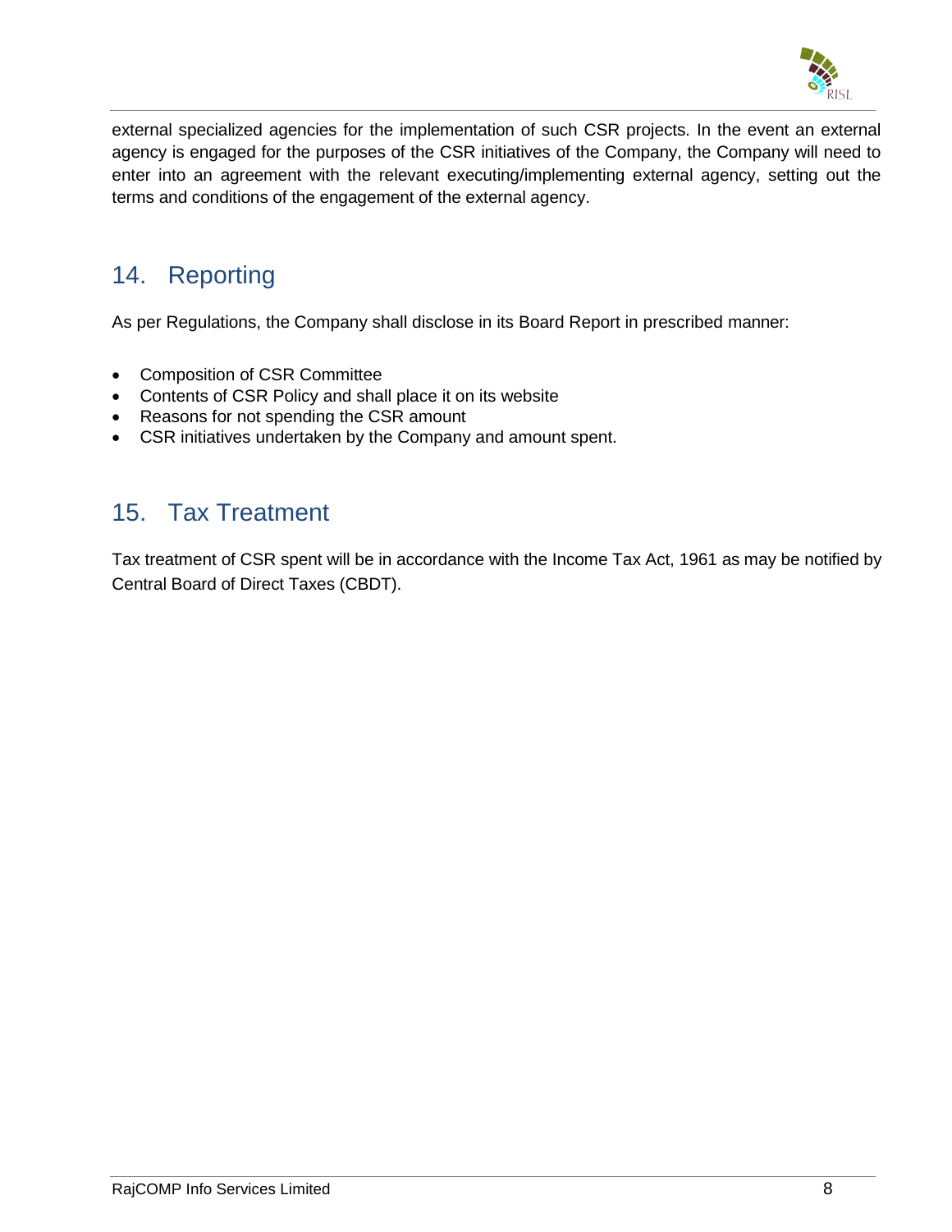external specialized agencies for the implementation of such CSR projects. In the event an external agency is engaged for the purposes of the CSR initiatives of the Company, the Company will need to enter into an agreement with the relevant executing/implementing external agency, setting out the terms and conditions of the engagement of the external agency.

## 14. Reporting

As per Regulations, the Company shall disclose in its Board Report in prescribed manner:

- Composition of CSR Committee
- Contents of CSR Policy and shall place it on its website
- Reasons for not spending the CSR amount
- CSR initiatives undertaken by the Company and amount spent.

## 15. Tax Treatment

Tax treatment of CSR spent will be in accordance with the Income Tax Act, 1961 as may be notified by Central Board of Direct Taxes (CBDT).